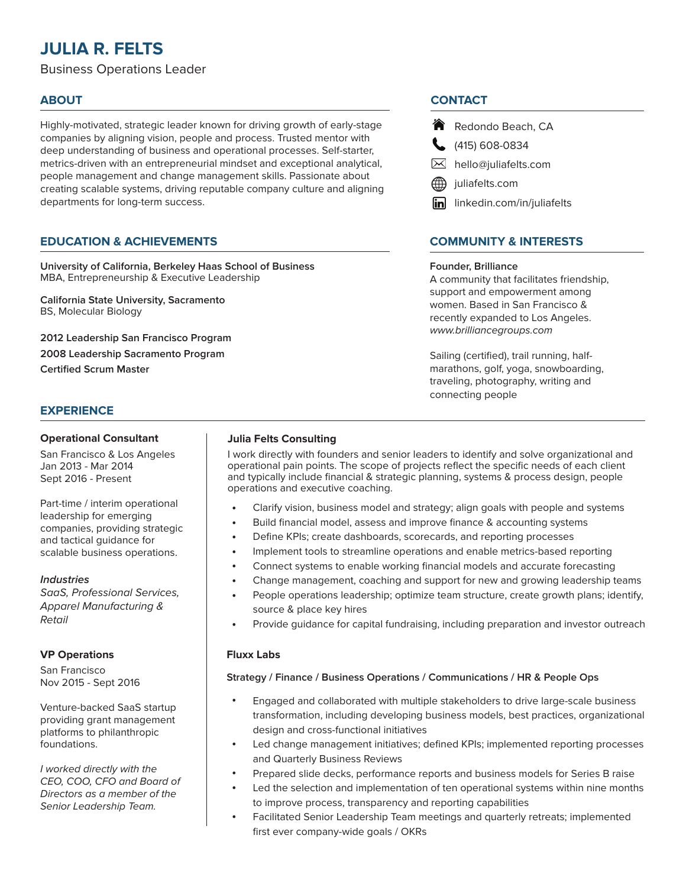# JULIA R. FELTS

Business Operations Leader

## ABOUT

Highly-motivated, strategic leader known for driving growth of early-stage companies by aligning vision, people and process. Trusted mentor with deep understanding of business and operational processes. Self-starter, metrics-driven with an entrepreneurial mindset and exceptional analytical, people management and change management skills. Passionate about creating scalable systems, driving reputable company culture and aligning departments for long-term success.

## CONTACT

- Redondo Beach, CA
- (415) 608-0834
- hello@juliafelts.com
- juliafelts.com
- linkedin.com/in/juliafelts

## EDUCATION & ACHIEVEMENTS

**University of California, Berkeley Haas School of Business**
MBA, Entrepreneurship & Executive Leadership

**California State University, Sacramento**
BS, Molecular Biology

**2012 Leadership San Francisco Program**

**2008 Leadership Sacramento Program**

**Certified Scrum Master**

## COMMUNITY & INTERESTS

**Founder, Brilliance**
A community that facilitates friendship, support and empowerment among women. Based in San Francisco & recently expanded to Los Angeles.
*www.brilliancegroups.com*

Sailing (certified), trail running, half-marathons, golf, yoga, snowboarding, traveling, photography, writing and connecting people

## EXPERIENCE

### Operational Consultant

San Francisco & Los Angeles
Jan 2013 - Mar 2014
Sept 2016 - Present

Part-time / interim operational leadership for emerging companies, providing strategic and tactical guidance for scalable business operations.

*Industries*
*SaaS, Professional Services, Apparel Manufacturing & Retail*

**Julia Felts Consulting**

I work directly with founders and senior leaders to identify and solve organizational and operational pain points. The scope of projects reflect the specific needs of each client and typically include financial & strategic planning, systems & process design, people operations and executive coaching.

- Clarify vision, business model and strategy; align goals with people and systems
- Build financial model, assess and improve finance & accounting systems
- Define KPIs; create dashboards, scorecards, and reporting processes
- Implement tools to streamline operations and enable metrics-based reporting
- Connect systems to enable working financial models and accurate forecasting
- Change management, coaching and support for new and growing leadership teams
- People operations leadership; optimize team structure, create growth plans; identify, source & place key hires
- Provide guidance for capital fundraising, including preparation and investor outreach

### VP Operations

San Francisco
Nov 2015 - Sept 2016

Venture-backed SaaS startup providing grant management platforms to philanthropic foundations.

*I worked directly with the CEO, COO, CFO and Board of Directors as a member of the Senior Leadership Team.*

**Fluxx Labs**

**Strategy / Finance / Business Operations / Communications / HR & People Ops**

- Engaged and collaborated with multiple stakeholders to drive large-scale business transformation, including developing business models, best practices, organizational design and cross-functional initiatives
- Led change management initiatives; defined KPIs; implemented reporting processes and Quarterly Business Reviews
- Prepared slide decks, performance reports and business models for Series B raise
- Led the selection and implementation of ten operational systems within nine months to improve process, transparency and reporting capabilities
- Facilitated Senior Leadership Team meetings and quarterly retreats; implemented first ever company-wide goals / OKRs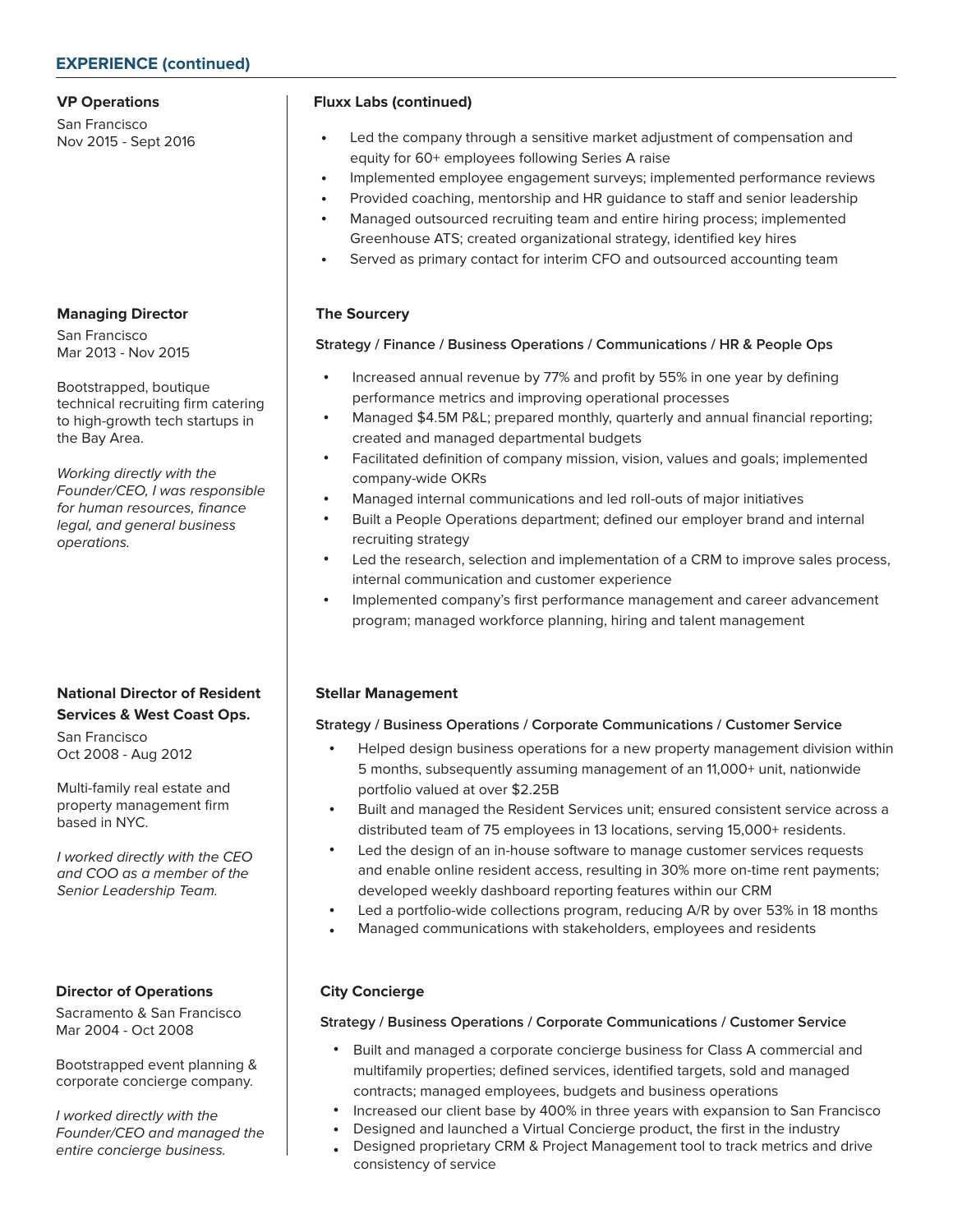## EXPERIENCE (continued)

### VP Operations
San Francisco
Nov 2015 - Sept 2016

**Fluxx Labs (continued)**

- Led the company through a sensitive market adjustment of compensation and equity for 60+ employees following Series A raise
- Implemented employee engagement surveys; implemented performance reviews
- Provided coaching, mentorship and HR guidance to staff and senior leadership
- Managed outsourced recruiting team and entire hiring process; implemented Greenhouse ATS; created organizational strategy, identified key hires
- Served as primary contact for interim CFO and outsourced accounting team

### Managing Director
San Francisco
Mar 2013 - Nov 2015

Bootstrapped, boutique technical recruiting firm catering to high-growth tech startups in the Bay Area.

*Working directly with the Founder/CEO, I was responsible for human resources, finance legal, and general business operations.*

**The Sourcery**

**Strategy / Finance / Business Operations / Communications / HR & People Ops**

- Increased annual revenue by 77% and profit by 55% in one year by defining performance metrics and improving operational processes
- Managed $4.5M P&L; prepared monthly, quarterly and annual financial reporting; created and managed departmental budgets
- Facilitated definition of company mission, vision, values and goals; implemented company-wide OKRs
- Managed internal communications and led roll-outs of major initiatives
- Built a People Operations department; defined our employer brand and internal recruiting strategy
- Led the research, selection and implementation of a CRM to improve sales process, internal communication and customer experience
- Implemented company's first performance management and career advancement program; managed workforce planning, hiring and talent management

### National Director of Resident Services & West Coast Ops.
San Francisco
Oct 2008 - Aug 2012

Multi-family real estate and property management firm based in NYC.

*I worked directly with the CEO and COO as a member of the Senior Leadership Team.*

**Stellar Management**

**Strategy / Business Operations / Corporate Communications / Customer Service**

- Helped design business operations for a new property management division within 5 months, subsequently assuming management of an 11,000+ unit, nationwide portfolio valued at over $2.25B
- Built and managed the Resident Services unit; ensured consistent service across a distributed team of 75 employees in 13 locations, serving 15,000+ residents.
- Led the design of an in-house software to manage customer services requests and enable online resident access, resulting in 30% more on-time rent payments; developed weekly dashboard reporting features within our CRM
- Led a portfolio-wide collections program, reducing A/R by over 53% in 18 months
- Managed communications with stakeholders, employees and residents

### Director of Operations
Sacramento & San Francisco
Mar 2004 - Oct 2008

Bootstrapped event planning & corporate concierge company.

*I worked directly with the Founder/CEO and managed the entire concierge business.*

**City Concierge**

**Strategy / Business Operations / Corporate Communications / Customer Service**

- Built and managed a corporate concierge business for Class A commercial and multifamily properties; defined services, identified targets, sold and managed contracts; managed employees, budgets and business operations
- Increased our client base by 400% in three years with expansion to San Francisco
- Designed and launched a Virtual Concierge product, the first in the industry
- Designed proprietary CRM & Project Management tool to track metrics and drive consistency of service